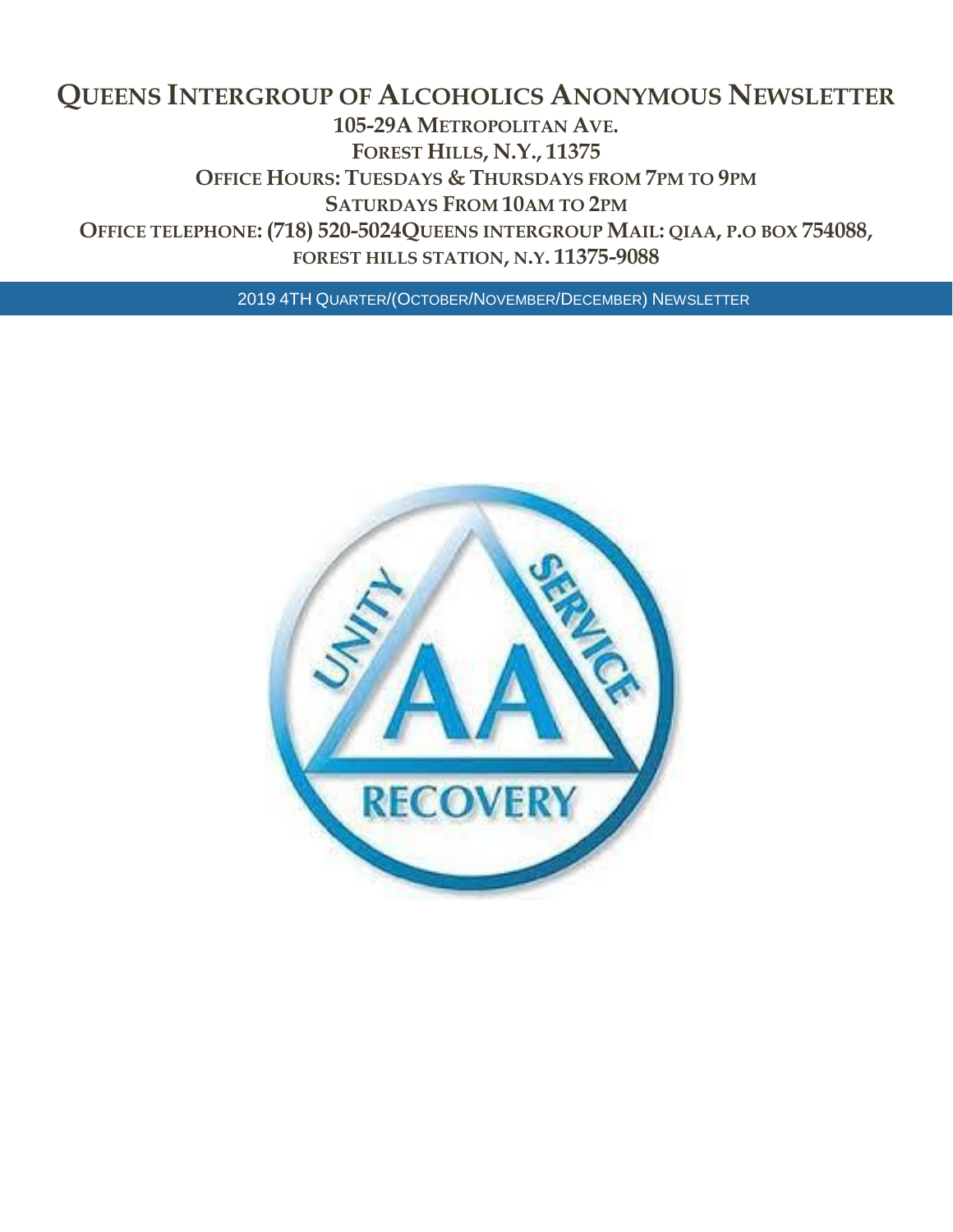# Queens Intergroup of Alcoholics Anonymous Newsletter

**105-29A Metropolitan Ave.**

**Forest Hills, N.Y., 11375**

**Office Hours: Tuesdays & Thursdays from 7pm to 9pm**

**Saturdays From 10am to 2pm**

**Office telephone: (718) 520-5024Queens intergroup Mail: qiaa, p.o box 754088, forest hills station, n.y. 11375-9088**

2019 4TH Quarter/(October/November/December) Newsletter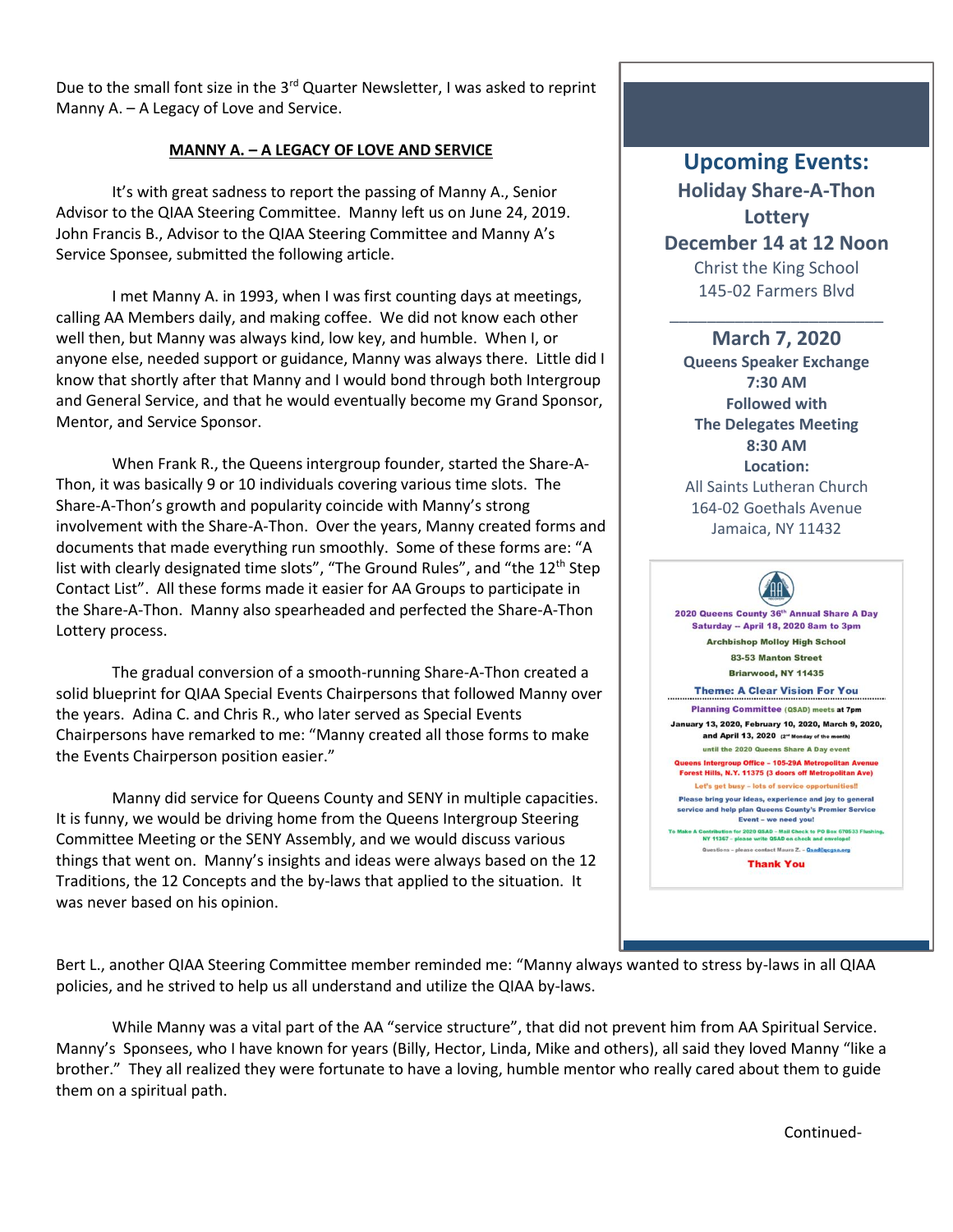Due to the small font size in the 3rd Quarter Newsletter, I was asked to reprint Manny A. – A Legacy of Love and Service.

## MANNY A. – A LEGACY OF LOVE AND SERVICE

It's with great sadness to report the passing of Manny A., Senior Advisor to the QIAA Steering Committee. Manny left us on June 24, 2019. John Francis B., Advisor to the QIAA Steering Committee and Manny A's Service Sponsee, submitted the following article.

I met Manny A. in 1993, when I was first counting days at meetings, calling AA Members daily, and making coffee. We did not know each other well then, but Manny was always kind, low key, and humble. When I, or anyone else, needed support or guidance, Manny was always there. Little did I know that shortly after that Manny and I would bond through both Intergroup and General Service, and that he would eventually become my Grand Sponsor, Mentor, and Service Sponsor.

When Frank R., the Queens intergroup founder, started the Share-A-Thon, it was basically 9 or 10 individuals covering various time slots. The Share-A-Thon's growth and popularity coincide with Manny's strong involvement with the Share-A-Thon. Over the years, Manny created forms and documents that made everything run smoothly. Some of these forms are: "A list with clearly designated time slots", "The Ground Rules", and "the 12th Step Contact List". All these forms made it easier for AA Groups to participate in the Share-A-Thon. Manny also spearheaded and perfected the Share-A-Thon Lottery process.

The gradual conversion of a smooth-running Share-A-Thon created a solid blueprint for QIAA Special Events Chairpersons that followed Manny over the years. Adina C. and Chris R., who later served as Special Events Chairpersons have remarked to me: "Manny created all those forms to make the Events Chairperson position easier."

Manny did service for Queens County and SENY in multiple capacities. It is funny, we would be driving home from the Queens Intergroup Steering Committee Meeting or the SENY Assembly, and we would discuss various things that went on. Manny's insights and ideas were always based on the 12 Traditions, the 12 Concepts and the by-laws that applied to the situation. It was never based on his opinion.

Bert L., another QIAA Steering Committee member reminded me: "Manny always wanted to stress by-laws in all QIAA policies, and he strived to help us all understand and utilize the QIAA by-laws.

While Manny was a vital part of the AA "service structure", that did not prevent him from AA Spiritual Service. Manny's Sponsees, who I have known for years (Billy, Hector, Linda, Mike and others), all said they loved Manny "like a brother." They all realized they were fortunate to have a loving, humble mentor who really cared about them to guide them on a spiritual path.

Continued-

## Upcoming Events:

**Holiday Share-A-Thon Lottery**
**December 14 at 12 Noon**
Christ the King School
145-02 Farmers Blvd

---

**March 7, 2020**
**Queens Speaker Exchange**
**7:30 AM**
**Followed with**
**The Delegates Meeting**
**8:30 AM**
**Location:**
All Saints Lutheran Church
164-02 Goethals Avenue
Jamaica, NY 11432

**2020 Queens County 36th Annual Share A Day**
**Saturday – April 18, 2020 8am to 3pm**
**Archbishop Molloy High School**
**83-53 Manton Street**
**Briarwood, NY 11435**

**Theme: A Clear Vision For You**

**Planning Committee (QSAD) meets at 7pm**
**January 13, 2020, February 10, 2020, March 9, 2020, and April 13, 2020** (2nd Monday of the month)
until the 2020 Queens Share A Day event

Queens Intergroup Office – 105-29A Metropolitan Avenue Forest Hills, N.Y. 11375 (3 doors off Metropolitan Ave)

Let's get busy – lots of service opportunities!!

Please bring your ideas, experience and joy to general service and help plan Queens County's Premier Service Event – we need you!

To Make A Contribution for 2020 QSAD – Mail Check to PO Box 670533 Flushing, NY 11367 – please write QSAD on check and envelope!

Questions – please contact Maura Z. – Qsad@qcgsa.org

**Thank You**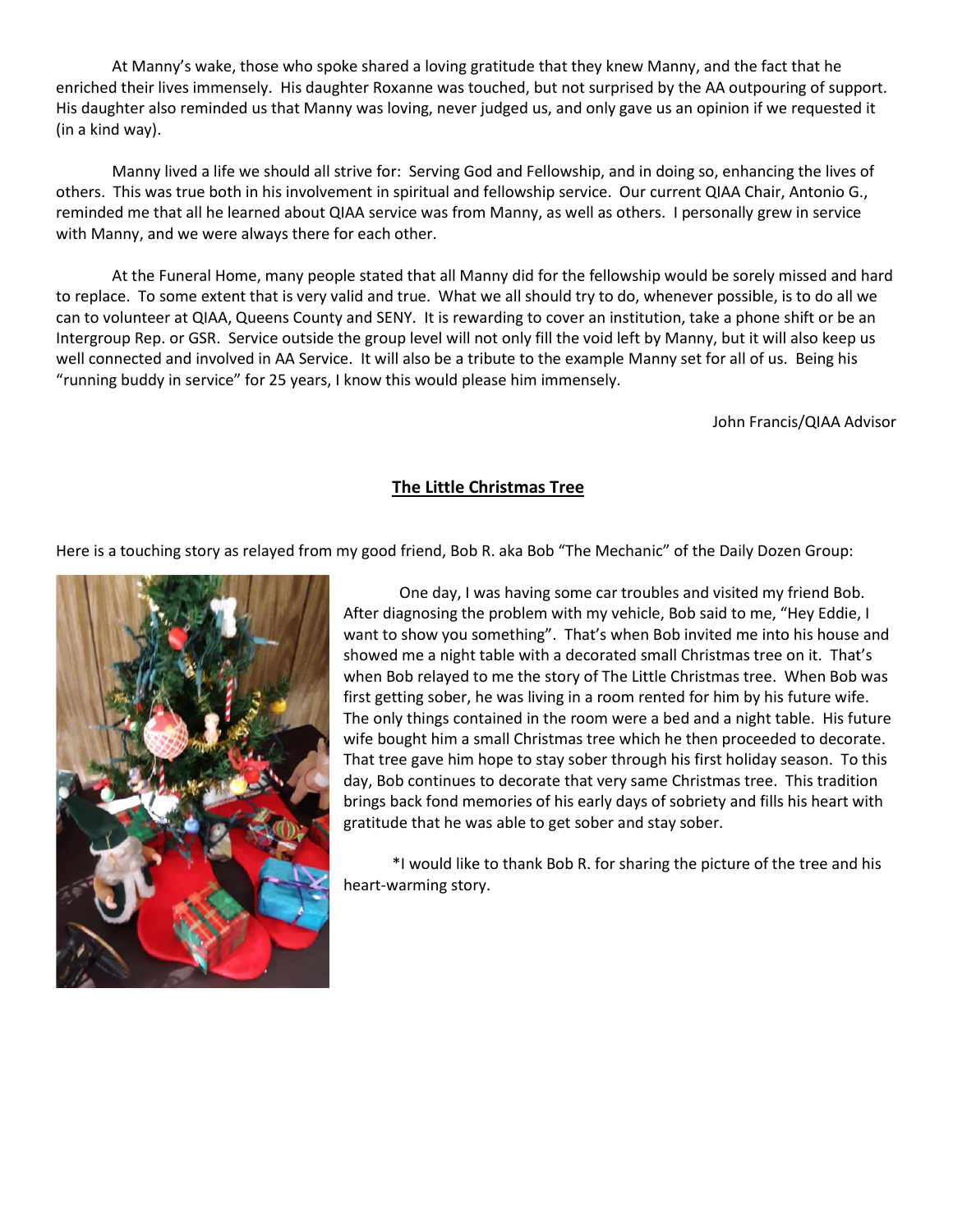At Manny's wake, those who spoke shared a loving gratitude that they knew Manny, and the fact that he enriched their lives immensely. His daughter Roxanne was touched, but not surprised by the AA outpouring of support. His daughter also reminded us that Manny was loving, never judged us, and only gave us an opinion if we requested it (in a kind way).

Manny lived a life we should all strive for: Serving God and Fellowship, and in doing so, enhancing the lives of others. This was true both in his involvement in spiritual and fellowship service. Our current QIAA Chair, Antonio G., reminded me that all he learned about QIAA service was from Manny, as well as others. I personally grew in service with Manny, and we were always there for each other.

At the Funeral Home, many people stated that all Manny did for the fellowship would be sorely missed and hard to replace. To some extent that is very valid and true. What we all should try to do, whenever possible, is to do all we can to volunteer at QIAA, Queens County and SENY. It is rewarding to cover an institution, take a phone shift or be an Intergroup Rep. or GSR. Service outside the group level will not only fill the void left by Manny, but it will also keep us well connected and involved in AA Service. It will also be a tribute to the example Manny set for all of us. Being his "running buddy in service" for 25 years, I know this would please him immensely.

John Francis/QIAA Advisor

## The Little Christmas Tree

Here is a touching story as relayed from my good friend, Bob R. aka Bob "The Mechanic" of the Daily Dozen Group:

One day, I was having some car troubles and visited my friend Bob. After diagnosing the problem with my vehicle, Bob said to me, "Hey Eddie, I want to show you something". That's when Bob invited me into his house and showed me a night table with a decorated small Christmas tree on it. That's when Bob relayed to me the story of The Little Christmas tree. When Bob was first getting sober, he was living in a room rented for him by his future wife. The only things contained in the room were a bed and a night table. His future wife bought him a small Christmas tree which he then proceeded to decorate. That tree gave him hope to stay sober through his first holiday season. To this day, Bob continues to decorate that very same Christmas tree. This tradition brings back fond memories of his early days of sobriety and fills his heart with gratitude that he was able to get sober and stay sober.

*I would like to thank Bob R. for sharing the picture of the tree and his heart-warming story.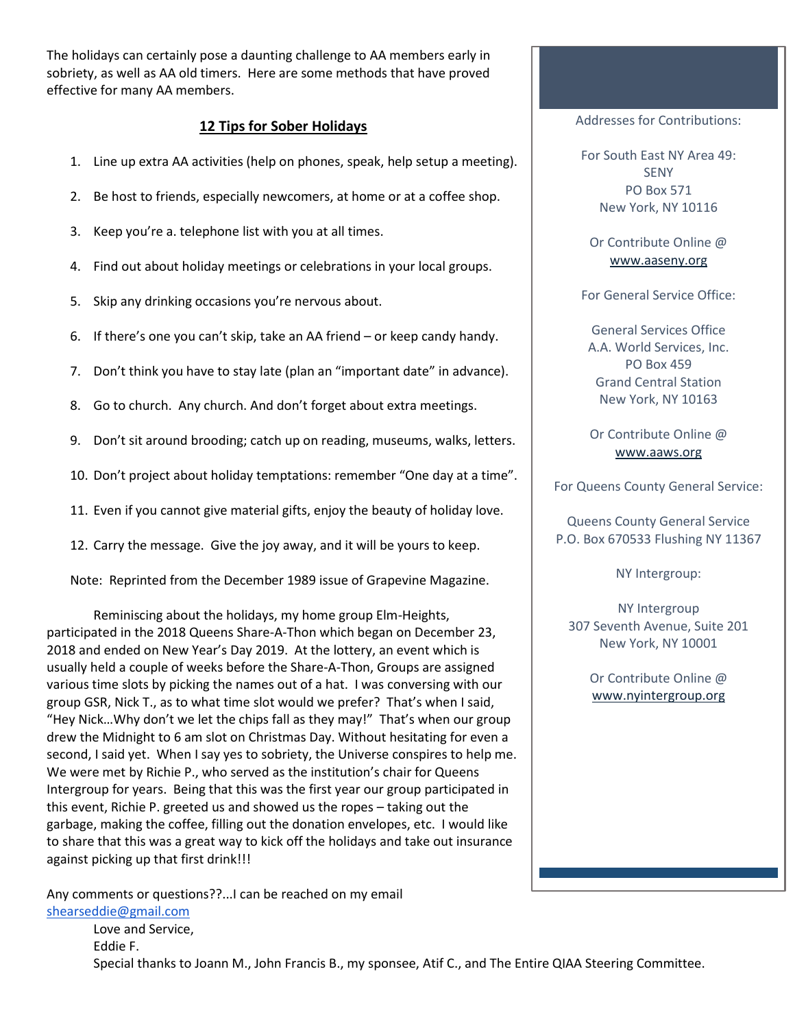The holidays can certainly pose a daunting challenge to AA members early in sobriety, as well as AA old timers. Here are some methods that have proved effective for many AA members.

## **12 Tips for Sober Holidays**

1. Line up extra AA activities (help on phones, speak, help setup a meeting).
2. Be host to friends, especially newcomers, at home or at a coffee shop.
3. Keep you're a. telephone list with you at all times.
4. Find out about holiday meetings or celebrations in your local groups.
5. Skip any drinking occasions you're nervous about.
6. If there's one you can't skip, take an AA friend – or keep candy handy.
7. Don't think you have to stay late (plan an "important date" in advance).
8. Go to church. Any church. And don't forget about extra meetings.
9. Don't sit around brooding; catch up on reading, museums, walks, letters.
10. Don't project about holiday temptations: remember "One day at a time".
11. Even if you cannot give material gifts, enjoy the beauty of holiday love.
12. Carry the message. Give the joy away, and it will be yours to keep.

Note: Reprinted from the December 1989 issue of Grapevine Magazine.

Reminiscing about the holidays, my home group Elm-Heights, participated in the 2018 Queens Share-A-Thon which began on December 23, 2018 and ended on New Year's Day 2019. At the lottery, an event which is usually held a couple of weeks before the Share-A-Thon, Groups are assigned various time slots by picking the names out of a hat. I was conversing with our group GSR, Nick T., as to what time slot would we prefer? That's when I said, "Hey Nick…Why don't we let the chips fall as they may!" That's when our group drew the Midnight to 6 am slot on Christmas Day. Without hesitating for even a second, I said yet. When I say yes to sobriety, the Universe conspires to help me. We were met by Richie P., who served as the institution's chair for Queens Intergroup for years. Being that this was the first year our group participated in this event, Richie P. greeted us and showed us the ropes – taking out the garbage, making the coffee, filling out the donation envelopes, etc. I would like to share that this was a great way to kick off the holidays and take out insurance against picking up that first drink!!!

Any comments or questions??...I can be reached on my email shearseddie@gmail.com

Love and Service,
Eddie F.
Special thanks to Joann M., John Francis B., my sponsee, Atif C., and The Entire QIAA Steering Committee.

Addresses for Contributions:

For South East NY Area 49:
SENY
PO Box 571
New York, NY 10116

Or Contribute Online @
www.aaseny.org

For General Service Office:

General Services Office
A.A. World Services, Inc.
PO Box 459
Grand Central Station
New York, NY 10163

Or Contribute Online @
www.aaws.org

For Queens County General Service:

Queens County General Service
P.O. Box 670533 Flushing NY 11367

NY Intergroup:

NY Intergroup
307 Seventh Avenue, Suite 201
New York, NY 10001

Or Contribute Online @
www.nyintergroup.org